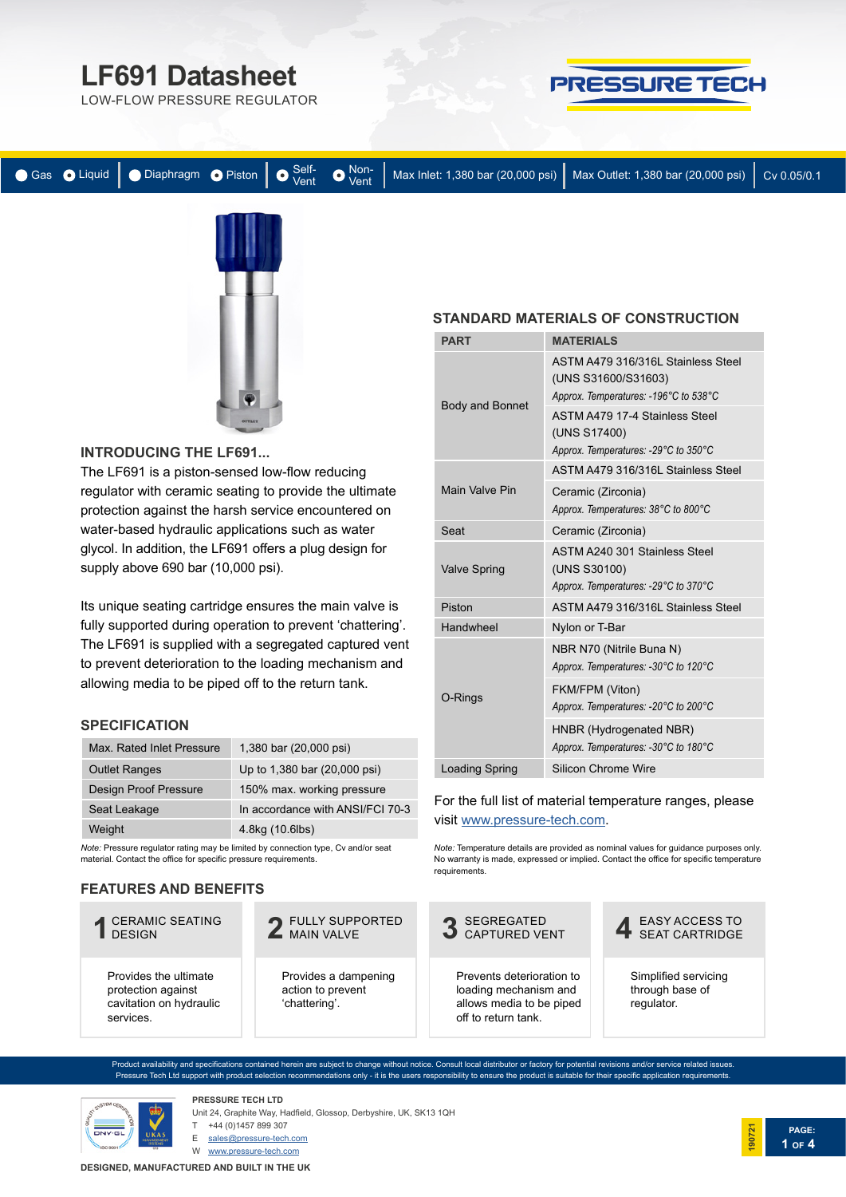# LF691 Datasheet

LOW-FLOW PRESSURE REGULATOR

Gas | Liquid | Diaphragm | Piston | Self-Vent | Non-Vent | Max Inlet: 1,380 bar (20,000 psi) | Max Outlet: 1,380 bar (20,000 psi) | Cv 0.05/0.1

## INTRODUCING THE LF691...

The LF691 is a piston-sensed low-flow reducing regulator with ceramic seating to provide the ultimate protection against the harsh service encountered on water-based hydraulic applications such as water glycol. In addition, the LF691 offers a plug design for supply above 690 bar (10,000 psi).

Its unique seating cartridge ensures the main valve is fully supported during operation to prevent 'chattering'. The LF691 is supplied with a segregated captured vent to prevent deterioration to the loading mechanism and allowing media to be piped off to the return tank.

## SPECIFICATION

| | |
|---|---|
| Max. Rated Inlet Pressure | 1,380 bar (20,000 psi) |
| Outlet Ranges | Up to 1,380 bar (20,000 psi) |
| Design Proof Pressure | 150% max. working pressure |
| Seat Leakage | In accordance with ANSI/FCI 70-3 |
| Weight | 4.8kg (10.6lbs) |

*Note:* Pressure regulator rating may be limited by connection type, Cv and/or seat material. Contact the office for specific pressure requirements.

## STANDARD MATERIALS OF CONSTRUCTION

| PART | MATERIALS |
|---|---|
| Body and Bonnet | ASTM A479 316/316L Stainless Steel (UNS S31600/S31603) *Approx. Temperatures: -196°C to 538°C* |
| | ASTM A479 17-4 Stainless Steel (UNS S17400) *Approx. Temperatures: -29°C to 350°C* |
| Main Valve Pin | ASTM A479 316/316L Stainless Steel |
| | Ceramic (Zirconia) *Approx. Temperatures: 38°C to 800°C* |
| Seat | Ceramic (Zirconia) |
| Valve Spring | ASTM A240 301 Stainless Steel (UNS S30100) *Approx. Temperatures: -29°C to 370°C* |
| Piston | ASTM A479 316/316L Stainless Steel |
| Handwheel | Nylon or T-Bar |
| O-Rings | NBR N70 (Nitrile Buna N) *Approx. Temperatures: -30°C to 120°C* |
| | FKM/FPM (Viton) *Approx. Temperatures: -20°C to 200°C* |
| | HNBR (Hydrogenated NBR) *Approx. Temperatures: -30°C to 180°C* |
| Loading Spring | Silicon Chrome Wire |

For the full list of material temperature ranges, please visit www.pressure-tech.com.

*Note:* Temperature details are provided as nominal values for guidance purposes only. No warranty is made, expressed or implied. Contact the office for specific temperature requirements.

## FEATURES AND BENEFITS

**1 CERAMIC SEATING DESIGN**

Provides the ultimate protection against cavitation on hydraulic services.

**2 FULLY SUPPORTED MAIN VALVE**

Provides a dampening action to prevent 'chattering'.

**3 SEGREGATED CAPTURED VENT**

Prevents deterioration to loading mechanism and allows media to be piped off to return tank.

**4 EASY ACCESS TO SEAT CARTRIDGE**

Simplified servicing through base of regulator.

Product availability and specifications contained herein are subject to change without notice. Consult local distributor or factory for potential revisions and/or service related issues. Pressure Tech Ltd support with product selection recommendations only - it is the users responsibility to ensure the product is suitable for their specific application requirements.

**PRESSURE TECH LTD**
Unit 24, Graphite Way, Hadfield, Glossop, Derbyshire, UK, SK13 1QH
T +44 (0)1457 899 307
E sales@pressure-tech.com
W www.pressure-tech.com

**DESIGNED, MANUFACTURED AND BUILT IN THE UK**

190721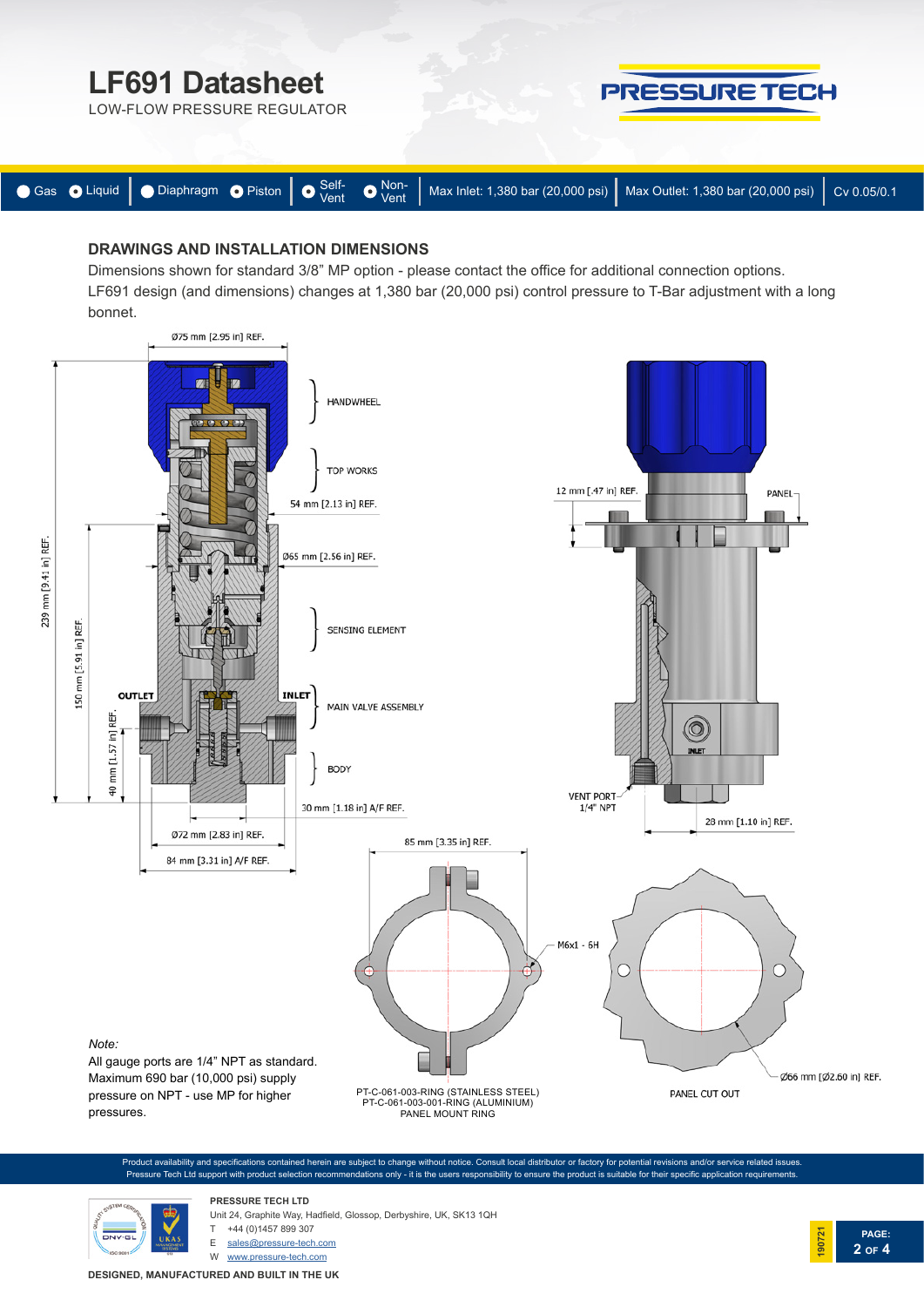# LF691 Datasheet

LOW-FLOW PRESSURE REGULATOR

PRESSURE TECH

Gas | Liquid | Diaphragm | Piston | Self-Vent | Non-Vent | Max Inlet: 1,380 bar (20,000 psi) | Max Outlet: 1,380 bar (20,000 psi) | Cv 0.05/0.1

## DRAWINGS AND INSTALLATION DIMENSIONS

Dimensions shown for standard 3/8" MP option - please contact the office for additional connection options.
LF691 design (and dimensions) changes at 1,380 bar (20,000 psi) control pressure to T-Bar adjustment with a long bonnet.

Ø75 mm [2.95 in] REF.
HANDWHEEL
TOP WORKS
54 mm [2.13 in] REF.
Ø65 mm [2.56 in] REF.
SENSING ELEMENT
MAIN VALVE ASSEMBLY
BODY
OUTLET
INLET
239 mm [9.41 in] REF.
150 mm [5.91 in] REF.
40 mm [1.57 in] REF.
30 mm [1.18 in] A/F REF.
Ø72 mm [2.83 in] REF.
84 mm [3.31 in] A/F REF.
12 mm [.47 in] REF.
PANEL
INLET
VENT PORT 1/4" NPT
28 mm [1.10 in] REF.
85 mm [3.35 in] REF.
M6x1 - 6H
Ø66 mm [Ø2.60 in] REF.

PT-C-061-003-RING (STAINLESS STEEL)
PT-C-061-003-001-RING (ALUMINIUM)
PANEL MOUNT RING

PANEL CUT OUT

*Note:*
All gauge ports are 1/4" NPT as standard.
Maximum 690 bar (10,000 psi) supply pressure on NPT - use MP for higher pressures.

Product availability and specifications contained herein are subject to change without notice. Consult local distributor or factory for potential revisions and/or service related issues.
Pressure Tech Ltd support with product selection recommendations only - it is the users responsibility to ensure the product is suitable for their specific application requirements.

**PRESSURE TECH LTD**
Unit 24, Graphite Way, Hadfield, Glossop, Derbyshire, UK, SK13 1QH
T +44 (0)1457 899 307
E sales@pressure-tech.com
W www.pressure-tech.com

190721

**DESIGNED, MANUFACTURED AND BUILT IN THE UK**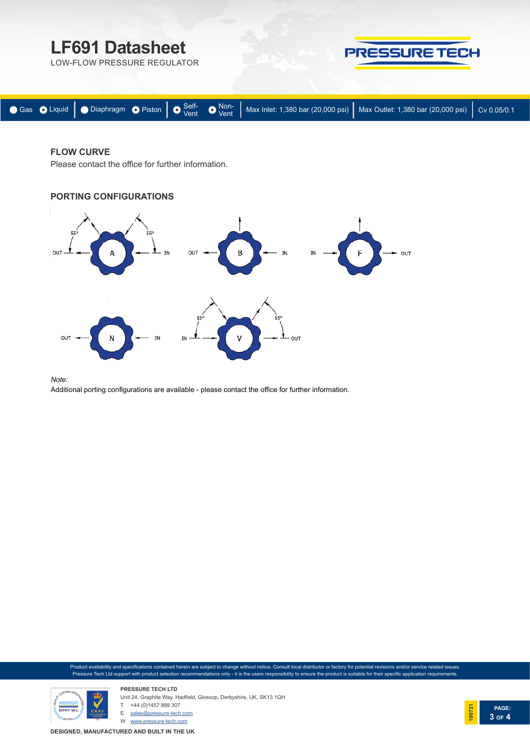# LF691 Datasheet

LOW-FLOW PRESSURE REGULATOR

Gas | Liquid | Diaphragm | Piston | Self-Vent | Non-Vent | Max Inlet: 1,380 bar (20,000 psi) | Max Outlet: 1,380 bar (20,000 psi) | Cv 0.05/0.1

## FLOW CURVE

Please contact the office for further information.

## PORTING CONFIGURATIONS

A: OUT, IN, 55°, 55°

B: OUT, IN

F: IN, OUT

N: OUT, IN

V: IN, OUT, 55°, 55°

*Note:*

Additional porting configurations are available - please contact the office for further information.

Product availability and specifications contained herein are subject to change without notice. Consult local distributor or factory for potential revisions and/or service related issues. Pressure Tech Ltd support with product selection recommendations only - it is the users responsibility to ensure the product is suitable for their specific application requirements.

**PRESSURE TECH LTD**

Unit 24, Graphite Way, Hadfield, Glossop, Derbyshire, UK, SK13 1QH

T +44 (0)1457 899 307

E sales@pressure-tech.com

W www.pressure-tech.com

**DESIGNED, MANUFACTURED AND BUILT IN THE UK**

190721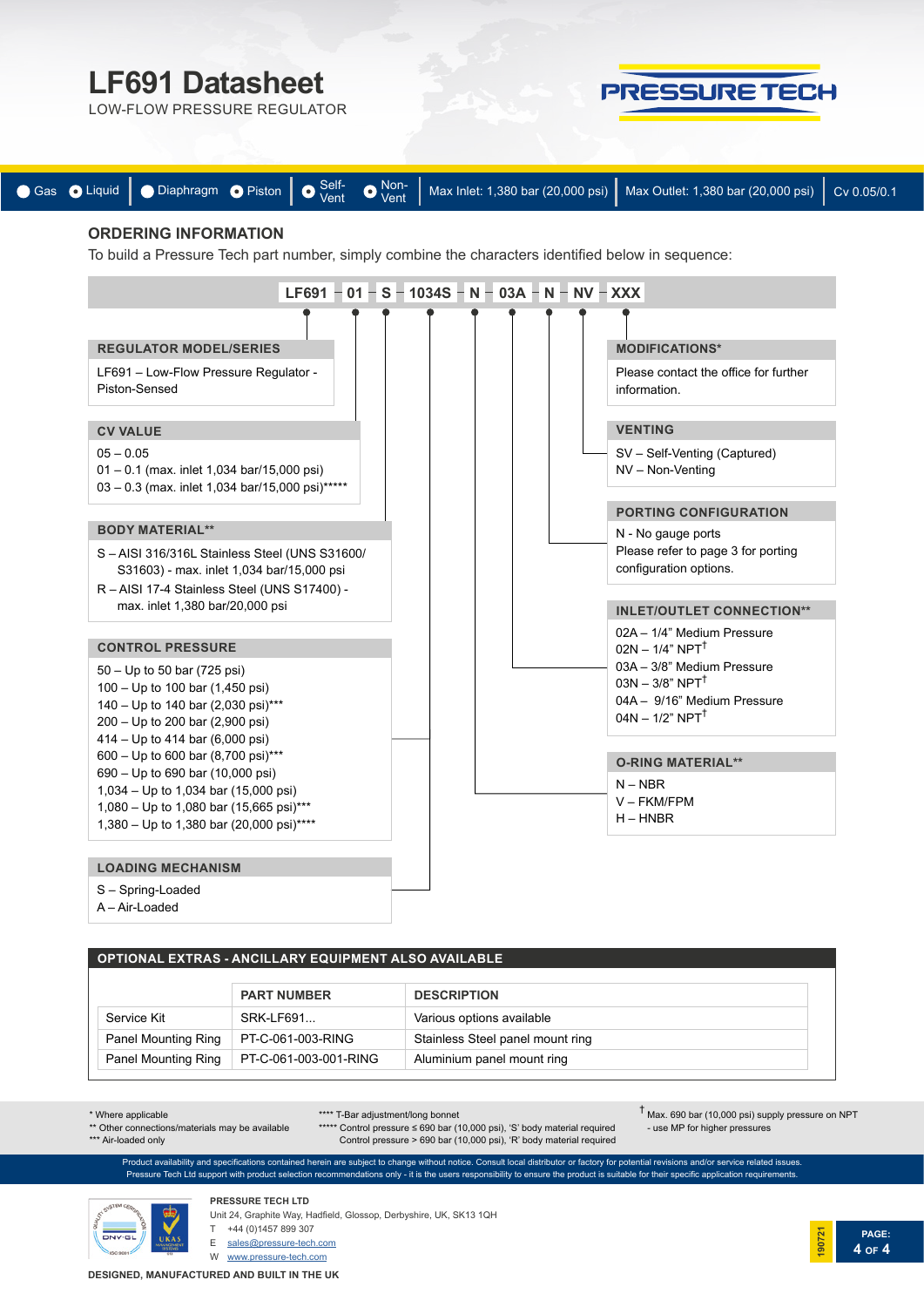# LF691 Datasheet

LOW-FLOW PRESSURE REGULATOR

PRESSURE TECH

● Gas ● Liquid | ● Diaphragm ● Piston | ● Self-Vent ● Non-Vent | Max Inlet: 1,380 bar (20,000 psi) | Max Outlet: 1,380 bar (20,000 psi) | Cv 0.05/0.1

## ORDERING INFORMATION

To build a Pressure Tech part number, simply combine the characters identified below in sequence:

**LF691 - 01 - S - 1034S - N - 03A - N - NV - XXX**

### REGULATOR MODEL/SERIES

LF691 – Low-Flow Pressure Regulator - Piston-Sensed

### CV VALUE

05 – 0.05
01 – 0.1 (max. inlet 1,034 bar/15,000 psi)
03 – 0.3 (max. inlet 1,034 bar/15,000 psi)*****

### BODY MATERIAL**

S – AISI 316/316L Stainless Steel (UNS S31600/ S31603) - max. inlet 1,034 bar/15,000 psi
R – AISI 17-4 Stainless Steel (UNS S17400) - max. inlet 1,380 bar/20,000 psi

### CONTROL PRESSURE

50 – Up to 50 bar (725 psi)
100 – Up to 100 bar (1,450 psi)
140 – Up to 140 bar (2,030 psi)***
200 – Up to 200 bar (2,900 psi)
414 – Up to 414 bar (6,000 psi)
600 – Up to 600 bar (8,700 psi)***
690 – Up to 690 bar (10,000 psi)
1,034 – Up to 1,034 bar (15,000 psi)
1,080 – Up to 1,080 bar (15,665 psi)***
1,380 – Up to 1,380 bar (20,000 psi)****

### LOADING MECHANISM

S – Spring-Loaded
A – Air-Loaded

### MODIFICATIONS*

Please contact the office for further information.

### VENTING

SV – Self-Venting (Captured)
NV – Non-Venting

### PORTING CONFIGURATION

N - No gauge ports
Please refer to page 3 for porting configuration options.

### INLET/OUTLET CONNECTION**

02A – 1/4" Medium Pressure
02N – 1/4" NPT†
03A – 3/8" Medium Pressure
03N – 3/8" NPT†
04A – 9/16" Medium Pressure
04N – 1/2" NPT†

### O-RING MATERIAL**

N – NBR
V – FKM/FPM
H – HNBR

## OPTIONAL EXTRAS - ANCILLARY EQUIPMENT ALSO AVAILABLE

| | PART NUMBER | DESCRIPTION |
|---|---|---|
| Service Kit | SRK-LF691... | Various options available |
| Panel Mounting Ring | PT-C-061-003-RING | Stainless Steel panel mount ring |
| Panel Mounting Ring | PT-C-061-003-001-RING | Aluminium panel mount ring |

\* Where applicable
** Other connections/materials may be available
*** Air-loaded only
**** T-Bar adjustment/long bonnet
***** Control pressure ≤ 690 bar (10,000 psi), 'S' body material required
Control pressure > 690 bar (10,000 psi), 'R' body material required
† Max. 690 bar (10,000 psi) supply pressure on NPT - use MP for higher pressures

Product availability and specifications contained herein are subject to change without notice. Consult local distributor or factory for potential revisions and/or service related issues. Pressure Tech Ltd support with product selection recommendations only - it is the users responsibility to ensure the product is suitable for their specific application requirements.

**PRESSURE TECH LTD**
Unit 24, Graphite Way, Hadfield, Glossop, Derbyshire, UK, SK13 1QH
T +44 (0)1457 899 307
E sales@pressure-tech.com
W www.pressure-tech.com

190721

**DESIGNED, MANUFACTURED AND BUILT IN THE UK**